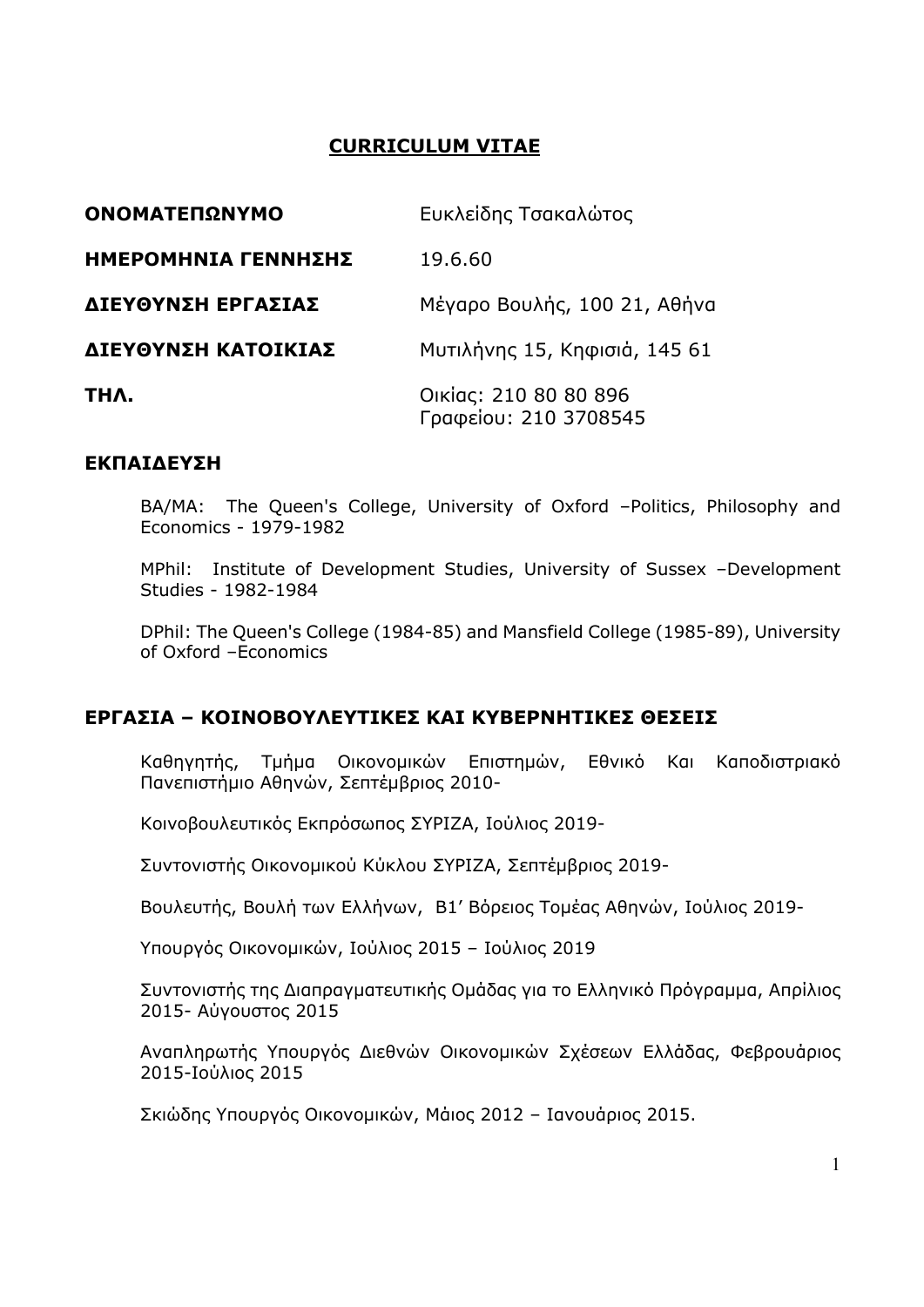# CURRICULUM VITAE

| | |
|---|---|
| **ΟΝΟΜΑΤΕΠΩΝΥΜΟ** | Ευκλείδης Τσακαλώτος |
| **ΗΜΕΡΟΜΗΝΙΑ ΓΕΝΝΗΣΗΣ** | 19.6.60 |
| **ΔΙΕΥΘΥΝΣΗ ΕΡΓΑΣΙΑΣ** | Μέγαρο Βουλής, 100 21, Αθήνα |
| **ΔΙΕΥΘΥΝΣΗ ΚΑΤΟΙΚΙΑΣ** | Μυτιλήνης 15, Κηφισιά, 145 61 |
| **ΤΗΛ.** | Οικίας: 210 80 80 896<br>Γραφείου: 210 3708545 |

## ΕΚΠΑΙΔΕΥΣΗ

BA/MA: The Queen's College, University of Oxford –Politics, Philosophy and Economics - 1979-1982

MPhil: Institute of Development Studies, University of Sussex –Development Studies - 1982-1984

DPhil: The Queen's College (1984-85) and Mansfield College (1985-89), University of Oxford –Economics

## ΕΡΓΑΣΙΑ – ΚΟΙΝΟΒΟΥΛΕΥΤΙΚΕΣ ΚΑΙ ΚΥΒΕΡΝΗΤΙΚΕΣ ΘΕΣΕΙΣ

Καθηγητής, Τμήμα Οικονομικών Επιστημών, Εθνικό Και Καποδιστριακό Πανεπιστήμιο Αθηνών, Σεπτέμβριος 2010-

Κοινοβουλευτικός Εκπρόσωπος ΣΥΡΙΖΑ, Ιούλιος 2019-

Συντονιστής Οικονομικού Κύκλου ΣΥΡΙΖΑ, Σεπτέμβριος 2019-

Βουλευτής, Βουλή των Ελλήνων, Β1’ Βόρειος Τομέας Αθηνών, Ιούλιος 2019-

Υπουργός Οικονομικών, Ιούλιος 2015 – Ιούλιος 2019

Συντονιστής της Διαπραγματευτικής Ομάδας για το Ελληνικό Πρόγραμμα, Απρίλιος 2015- Αύγουστος 2015

Αναπληρωτής Υπουργός Διεθνών Οικονομικών Σχέσεων Ελλάδας, Φεβρουάριος 2015-Ιούλιος 2015

Σκιώδης Υπουργός Οικονομικών, Μάιος 2012 – Ιανουάριος 2015.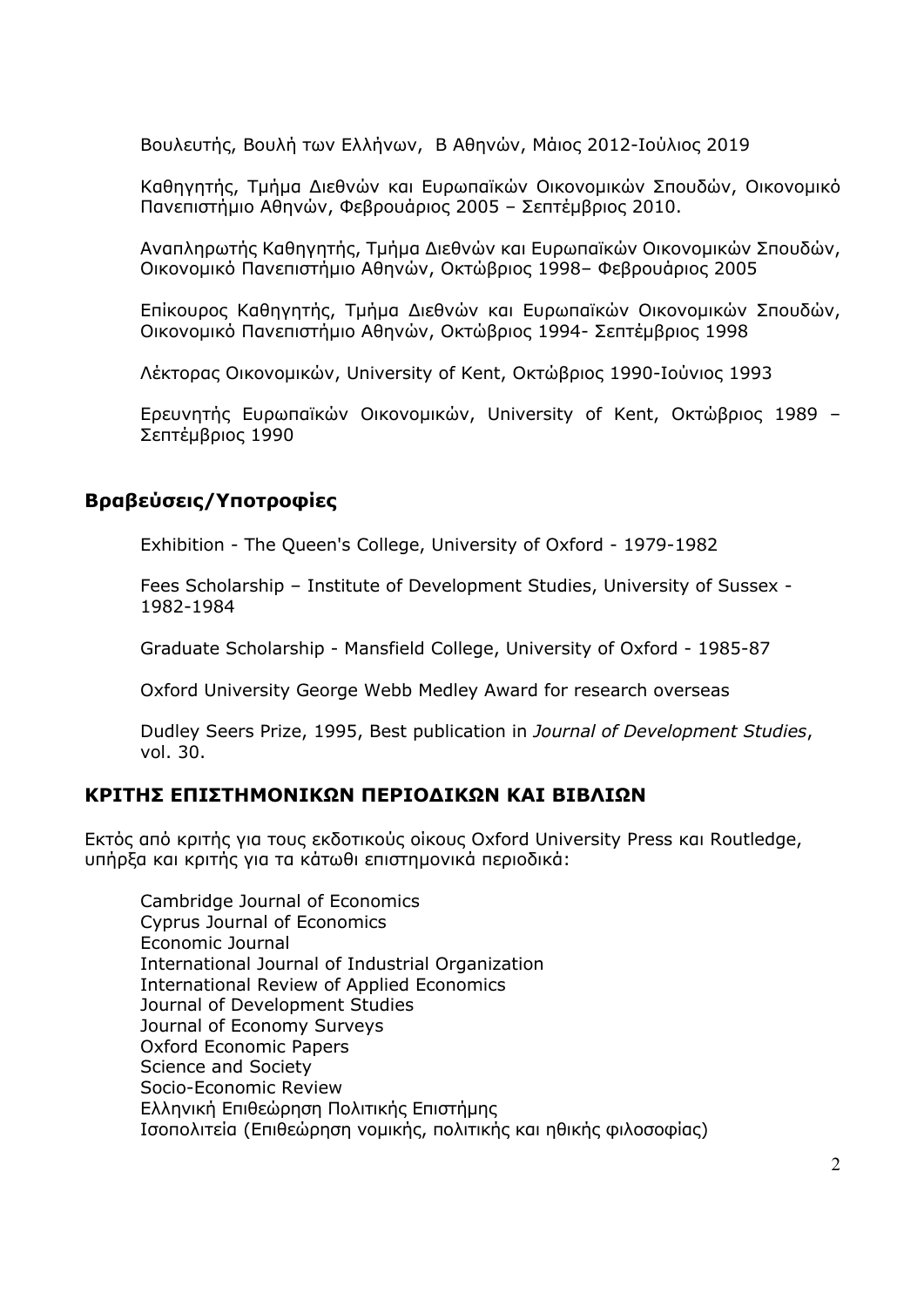Βουλευτής, Βουλή των Ελλήνων, Β Αθηνών, Μάιος 2012-Ιούλιος 2019

Καθηγητής, Τμήμα Διεθνών και Ευρωπαϊκών Οικονομικών Σπουδών, Οικονομικό Πανεπιστήμιο Αθηνών, Φεβρουάριος 2005 – Σεπτέμβριος 2010.

Αναπληρωτής Καθηγητής, Τμήμα Διεθνών και Ευρωπαϊκών Οικονομικών Σπουδών, Οικονομικό Πανεπιστήμιο Αθηνών, Οκτώβριος 1998– Φεβρουάριος 2005

Επίκουρος Καθηγητής, Τμήμα Διεθνών και Ευρωπαϊκών Οικονομικών Σπουδών, Οικονομικό Πανεπιστήμιο Αθηνών, Οκτώβριος 1994- Σεπτέμβριος 1998

Λέκτορας Οικονομικών, University of Kent, Οκτώβριος 1990-Ιούνιος 1993

Ερευνητής Ευρωπαϊκών Οικονομικών, University of Kent, Οκτώβριος 1989 – Σεπτέμβριος 1990

## Βραβεύσεις/Υποτροφίες

Exhibition - The Queen's College, University of Oxford - 1979-1982

Fees Scholarship – Institute of Development Studies, University of Sussex - 1982-1984

Graduate Scholarship - Mansfield College, University of Oxford - 1985-87

Oxford University George Webb Medley Award for research overseas

Dudley Seers Prize, 1995, Best publication in *Journal of Development Studies*, vol. 30.

## ΚΡΙΤΗΣ ΕΠΙΣΤΗΜΟΝΙΚΩΝ ΠΕΡΙΟΔΙΚΩΝ ΚΑΙ ΒΙΒΛΙΩΝ

Εκτός από κριτής για τους εκδοτικούς οίκους Oxford University Press και Routledge, υπήρξα και κριτής για τα κάτωθι επιστημονικά περιοδικά:

Cambridge Journal of Economics
Cyprus Journal of Economics
Economic Journal
International Journal of Industrial Organization
International Review of Applied Economics
Journal of Development Studies
Journal of Economy Surveys
Oxford Economic Papers
Science and Society
Socio-Economic Review
Ελληνική Επιθεώρηση Πολιτικής Επιστήμης
Ισοπολιτεία (Επιθεώρηση νομικής, πολιτικής και ηθικής φιλοσοφίας)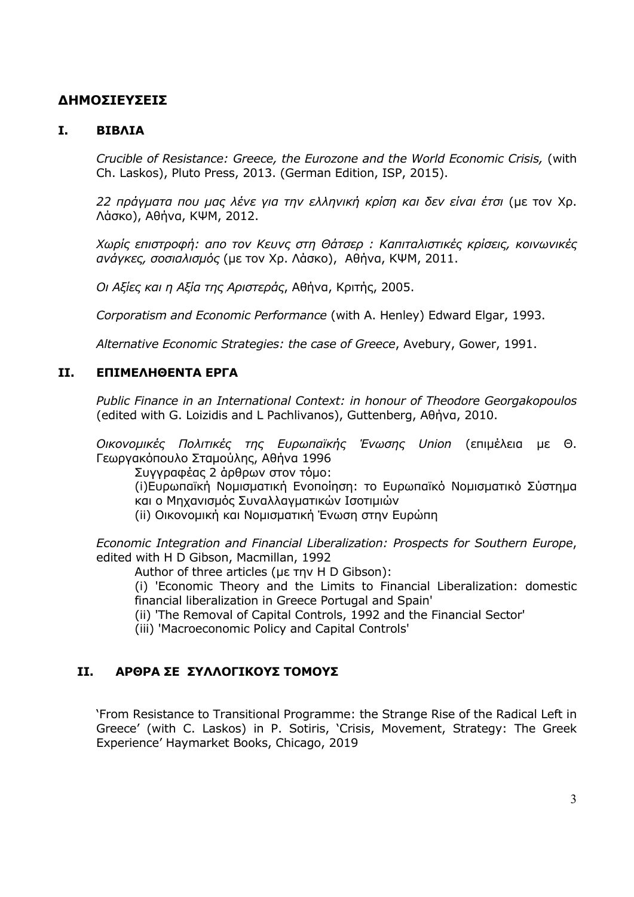## ΔΗΜΟΣΙΕΥΣΕΙΣ

### I. ΒΙΒΛΙΑ

*Crucible of Resistance: Greece, the Eurozone and the World Economic Crisis,* (with Ch. Laskos), Pluto Press, 2013. (German Edition, ISP, 2015).

*22 πράγματα που μας λένε για την ελληνική κρίση και δεν είναι έτσι* (με τον Χρ. Λάσκο), Αθήνα, ΚΨΜ, 2012.

*Χωρίς επιστροφή: απο τον Κευνς στη Θάτσερ : Καπιταλιστικές κρίσεις, κοινωνικές ανάγκες, σοσιαλισμός* (με τον Χρ. Λάσκο), Αθήνα, ΚΨΜ, 2011.

*Οι Αξίες και η Αξία της Αριστεράς*, Αθήνα, Κριτής, 2005.

*Corporatism and Economic Performance* (with A. Henley) Edward Elgar, 1993.

*Alternative Economic Strategies: the case of Greece*, Avebury, Gower, 1991.

### II. ΕΠΙΜΕΛΗΘΕΝΤΑ ΕΡΓΑ

*Public Finance in an International Context: in honour of Theodore Georgakopoulos* (edited with G. Loizidis and L Pachlivanos), Guttenberg, Αθήνα, 2010.

*Οικονομικές Πολιτικές της Ευρωπαϊκής Ένωσης Union* (επιμέλεια με Θ. Γεωργακόπουλο Σταμούλης, Αθήνα 1996

Συγγραφέας 2 άρθρων στον τόμο:

(i)Ευρωπαϊκή Νομισματική Ενοποίηση: το Ευρωπαϊκό Νομισματικό Σύστημα και ο Μηχανισμός Συναλλαγματικών Ισοτιμιών

(ii) Οικονομική και Νομισματική Ένωση στην Ευρώπη

*Economic Integration and Financial Liberalization: Prospects for Southern Europe*, edited with H D Gibson, Macmillan, 1992

Author of three articles (με την H D Gibson):

(i) 'Economic Theory and the Limits to Financial Liberalization: domestic financial liberalization in Greece Portugal and Spain'

(ii) 'The Removal of Capital Controls, 1992 and the Financial Sector'

(iii) 'Macroeconomic Policy and Capital Controls'

### II. ΑΡΘΡΑ ΣΕ ΣΥΛΛΟΓΙΚΟΥΣ ΤΟΜΟΥΣ

'From Resistance to Transitional Programme: the Strange Rise of the Radical Left in Greece' (with C. Laskos) in P. Sotiris, 'Crisis, Movement, Strategy: The Greek Experience' Haymarket Books, Chicago, 2019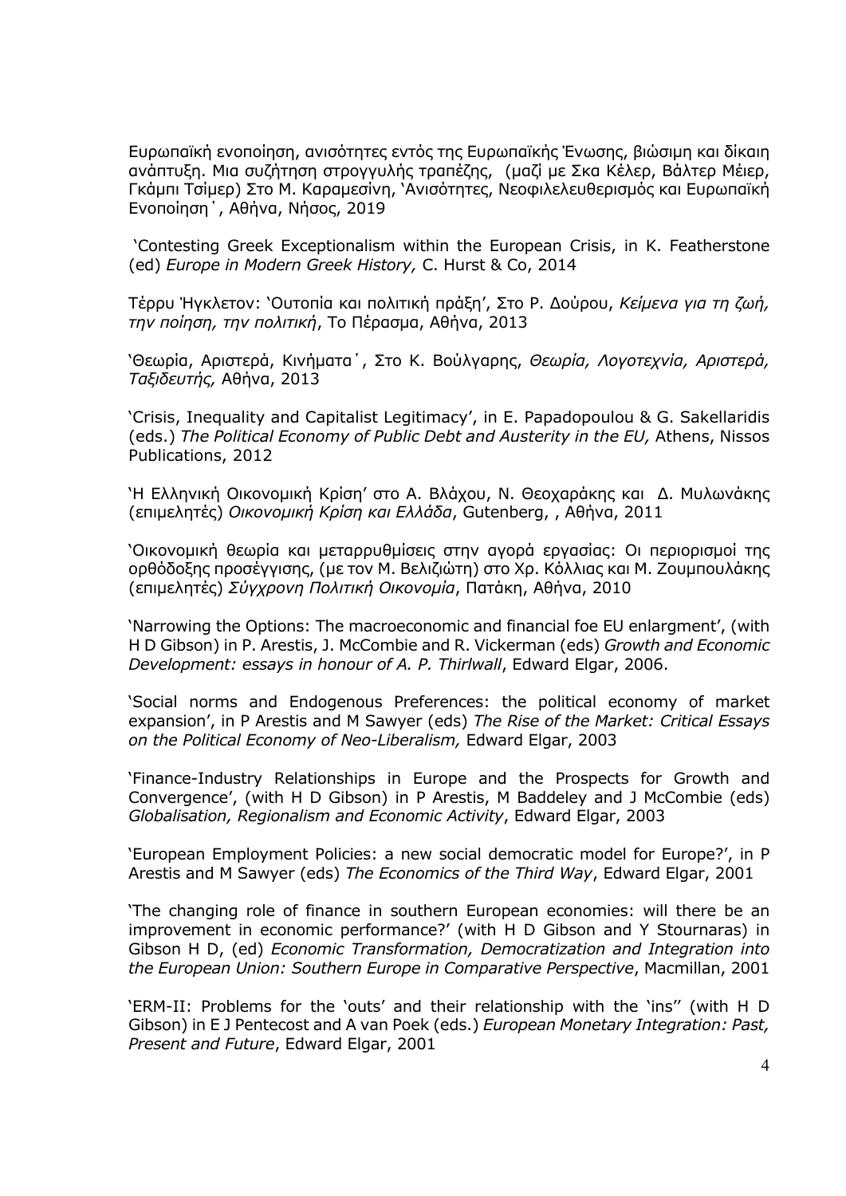Ευρωπαϊκή ενοποίηση, ανισότητες εντός της Ευρωπαϊκής Ένωσης, βιώσιμη και δίκαιη ανάπτυξη. Μια συζήτηση στρογγυλής τραπέζης, (μαζί με Σκα Κέλερ, Βάλτερ Μέιερ, Γκάμπι Τσίμερ) Στο Μ. Καραμεσίνη, 'Ανισότητες, Νεοφιλελευθερισμός και Ευρωπαϊκή Ενοποίηση', Αθήνα, Νήσος, 2019

'Contesting Greek Exceptionalism within the European Crisis, in K. Featherstone (ed) *Europe in Modern Greek History,* C. Hurst & Co, 2014

Τέρρυ Ήγκλετον: 'Ουτοπία και πολιτική πράξη', Στο Ρ. Δούρου, *Κείμενα για τη ζωή, την ποίηση, την πολιτική*, Το Πέρασμα, Αθήνα, 2013

'Θεωρία, Αριστερά, Κινήματα', Στο Κ. Βούλγαρης, *Θεωρία, Λογοτεχνία, Αριστερά, Ταξιδευτής,* Αθήνα, 2013

'Crisis, Inequality and Capitalist Legitimacy', in E. Papadopoulou & G. Sakellaridis (eds.) *The Political Economy of Public Debt and Austerity in the EU,* Athens, Nissos Publications, 2012

'Η Ελληνική Οικονομική Κρίση' στο Α. Βλάχου, Ν. Θεοχαράκης και Δ. Μυλωνάκης (επιμελητές) *Οικονομική Κρίση και Ελλάδα*, Gutenberg, , Αθήνα, 2011

'Οικονομική θεωρία και μεταρρυθμίσεις στην αγορά εργασίας: Οι περιορισμοί της ορθόδοξης προσέγγισης, (με τον Μ. Βελιζιώτη) στο Χρ. Κόλλιας και Μ. Ζουμπουλάκης (επιμελητές) *Σύγχρονη Πολιτική Οικονομία*, Πατάκη, Αθήνα, 2010

'Narrowing the Options: The macroeconomic and financial foe EU enlargment', (with H D Gibson) in P. Arestis, J. McCombie and R. Vickerman (eds) *Growth and Economic Development: essays in honour of A. P. Thirlwall*, Edward Elgar, 2006.

'Social norms and Endogenous Preferences: the political economy of market expansion', in P Arestis and M Sawyer (eds) *The Rise of the Market: Critical Essays on the Political Economy of Neo-Liberalism,* Edward Elgar, 2003

'Finance-Industry Relationships in Europe and the Prospects for Growth and Convergence', (with H D Gibson) in P Arestis, M Baddeley and J McCombie (eds) *Globalisation, Regionalism and Economic Activity*, Edward Elgar, 2003

'European Employment Policies: a new social democratic model for Europe?', in P Arestis and M Sawyer (eds) *The Economics of the Third Way*, Edward Elgar, 2001

'The changing role of finance in southern European economies: will there be an improvement in economic performance?' (with H D Gibson and Y Stournaras) in Gibson H D, (ed) *Economic Transformation, Democratization and Integration into the European Union: Southern Europe in Comparative Perspective*, Macmillan, 2001

'ERM-II: Problems for the 'outs' and their relationship with the 'ins'' (with H D Gibson) in E J Pentecost and A van Poek (eds.) *European Monetary Integration: Past, Present and Future*, Edward Elgar, 2001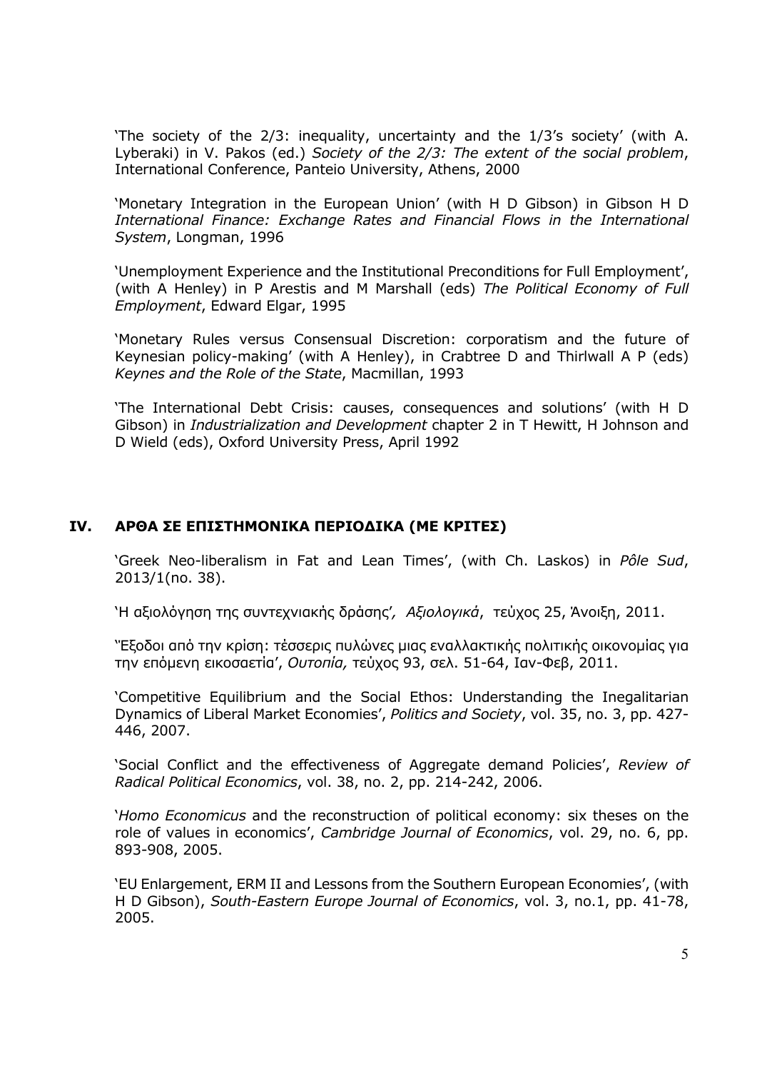'The society of the 2/3: inequality, uncertainty and the 1/3's society' (with A. Lyberaki) in V. Pakos (ed.) *Society of the 2/3: The extent of the social problem*, International Conference, Panteio University, Athens, 2000

'Monetary Integration in the European Union' (with H D Gibson) in Gibson H D *International Finance: Exchange Rates and Financial Flows in the International System*, Longman, 1996

'Unemployment Experience and the Institutional Preconditions for Full Employment', (with A Henley) in P Arestis and M Marshall (eds) *The Political Economy of Full Employment*, Edward Elgar, 1995

'Monetary Rules versus Consensual Discretion: corporatism and the future of Keynesian policy-making' (with A Henley), in Crabtree D and Thirlwall A P (eds) *Keynes and the Role of the State*, Macmillan, 1993

'The International Debt Crisis: causes, consequences and solutions' (with H D Gibson) in *Industrialization and Development* chapter 2 in T Hewitt, H Johnson and D Wield (eds), Oxford University Press, April 1992

## IV. ΑΡΘΑ ΣΕ ΕΠΙΣΤΗΜΟΝΙΚΑ ΠΕΡΙΟΔΙΚΑ (ΜΕ ΚΡΙΤΕΣ)

'Greek Neo-liberalism in Fat and Lean Times', (with Ch. Laskos) in *Pôle Sud*, 2013/1(no. 38).

'Η αξιολόγηση της συντεχνιακής δράσης', *Αξιολογικά*, τεύχος 25, Άνοιξη, 2011.

''Εξοδοι από την κρίση: τέσσερις πυλώνες μιας εναλλακτικής πολιτικής οικονομίας για την επόμενη εικοσαετία', *Ουτοπία,* τεύχος 93, σελ. 51-64, Ιαν-Φεβ, 2011.

'Competitive Equilibrium and the Social Ethos: Understanding the Inegalitarian Dynamics of Liberal Market Economies', *Politics and Society*, vol. 35, no. 3, pp. 427-446, 2007.

'Social Conflict and the effectiveness of Aggregate demand Policies', *Review of Radical Political Economics*, vol. 38, no. 2, pp. 214-242, 2006.

'*Homo Economicus* and the reconstruction of political economy: six theses on the role of values in economics', *Cambridge Journal of Economics*, vol. 29, no. 6, pp. 893-908, 2005.

'EU Enlargement, ERM II and Lessons from the Southern European Economies', (with H D Gibson), *South-Eastern Europe Journal of Economics*, vol. 3, no.1, pp. 41-78, 2005.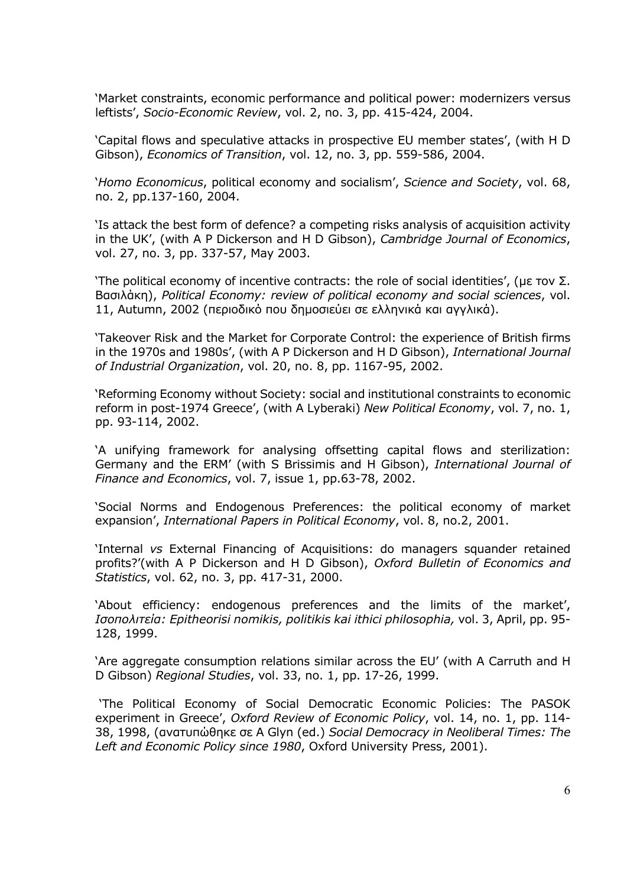'Market constraints, economic performance and political power: modernizers versus leftists', *Socio-Economic Review*, vol. 2, no. 3, pp. 415-424, 2004.

'Capital flows and speculative attacks in prospective EU member states', (with H D Gibson), *Economics of Transition*, vol. 12, no. 3, pp. 559-586, 2004.

'*Homo Economicus*, political economy and socialism', *Science and Society*, vol. 68, no. 2, pp.137-160, 2004.

'Is attack the best form of defence? a competing risks analysis of acquisition activity in the UK', (with A P Dickerson and H D Gibson), *Cambridge Journal of Economics*, vol. 27, no. 3, pp. 337-57, May 2003.

'The political economy of incentive contracts: the role of social identities', (με τον Σ. Βασιλάκη), *Political Economy: review of political economy and social sciences*, vol. 11, Autumn, 2002 (περιοδικό που δημοσιεύει σε ελληνικά και αγγλικά).

'Takeover Risk and the Market for Corporate Control: the experience of British firms in the 1970s and 1980s', (with A P Dickerson and H D Gibson), *International Journal of Industrial Organization*, vol. 20, no. 8, pp. 1167-95, 2002.

'Reforming Economy without Society: social and institutional constraints to economic reform in post-1974 Greece', (with A Lyberaki) *New Political Economy*, vol. 7, no. 1, pp. 93-114, 2002.

'A unifying framework for analysing offsetting capital flows and sterilization: Germany and the ERM' (with S Brissimis and H Gibson), *International Journal of Finance and Economics*, vol. 7, issue 1, pp.63-78, 2002.

'Social Norms and Endogenous Preferences: the political economy of market expansion', *International Papers in Political Economy*, vol. 8, no.2, 2001.

'Internal *vs* External Financing of Acquisitions: do managers squander retained profits?'(with A P Dickerson and H D Gibson), *Oxford Bulletin of Economics and Statistics*, vol. 62, no. 3, pp. 417-31, 2000.

'About efficiency: endogenous preferences and the limits of the market', *Ισοπολιτεία: Epitheorisi nomikis, politikis kai ithici philosophia,* vol. 3, April, pp. 95-128, 1999.

'Are aggregate consumption relations similar across the EU' (with A Carruth and H D Gibson) *Regional Studies*, vol. 33, no. 1, pp. 17-26, 1999.

'The Political Economy of Social Democratic Economic Policies: The PASOK experiment in Greece', *Oxford Review of Economic Policy*, vol. 14, no. 1, pp. 114-38, 1998, (ανατυπώθηκε σε A Glyn (ed.) *Social Democracy in Neoliberal Times: The Left and Economic Policy since 1980*, Oxford University Press, 2001).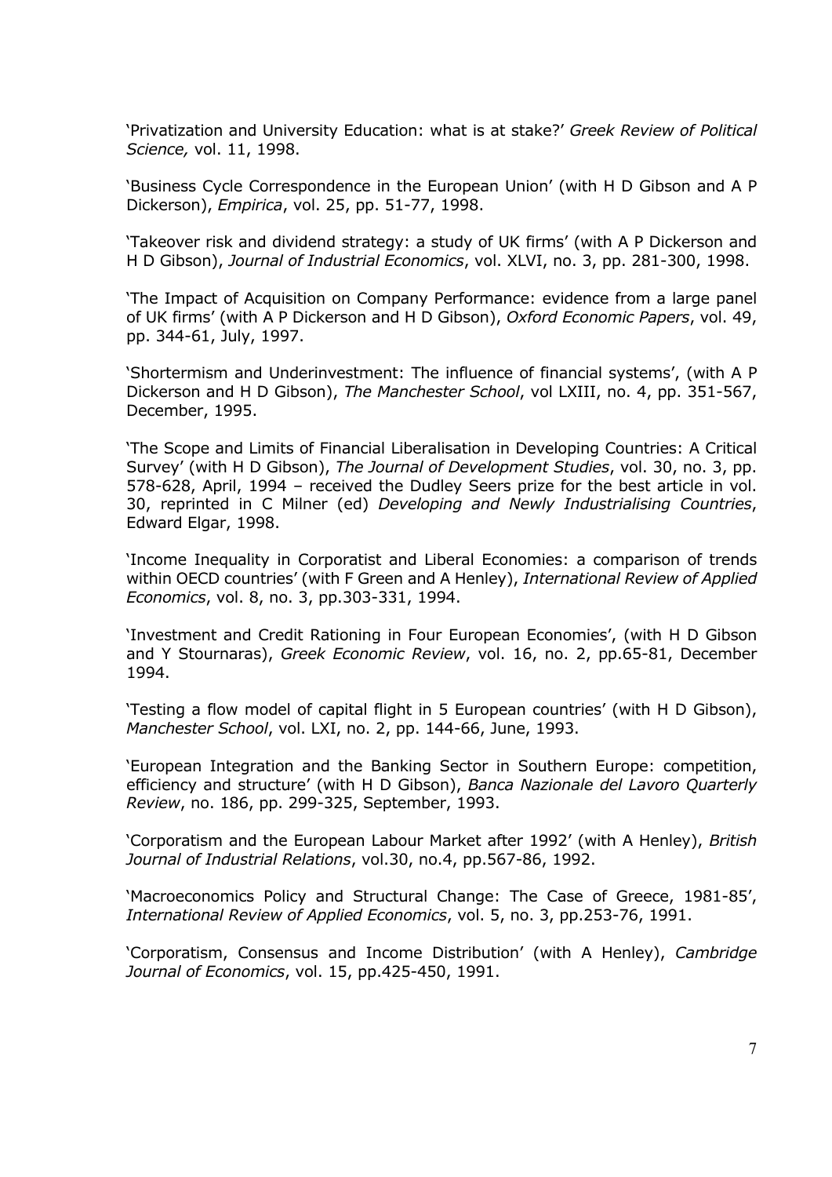'Privatization and University Education: what is at stake?' *Greek Review of Political Science,* vol. 11, 1998.

'Business Cycle Correspondence in the European Union' (with H D Gibson and A P Dickerson), *Empirica*, vol. 25, pp. 51-77, 1998.

'Takeover risk and dividend strategy: a study of UK firms' (with A P Dickerson and H D Gibson), *Journal of Industrial Economics*, vol. XLVI, no. 3, pp. 281-300, 1998.

'The Impact of Acquisition on Company Performance: evidence from a large panel of UK firms' (with A P Dickerson and H D Gibson), *Oxford Economic Papers*, vol. 49, pp. 344-61, July, 1997.

'Shortermism and Underinvestment: The influence of financial systems', (with A P Dickerson and H D Gibson), *The Manchester School*, vol LXIII, no. 4, pp. 351-567, December, 1995.

'The Scope and Limits of Financial Liberalisation in Developing Countries: A Critical Survey' (with H D Gibson), *The Journal of Development Studies*, vol. 30, no. 3, pp. 578-628, April, 1994 – received the Dudley Seers prize for the best article in vol. 30, reprinted in C Milner (ed) *Developing and Newly Industrialising Countries*, Edward Elgar, 1998.

'Income Inequality in Corporatist and Liberal Economies: a comparison of trends within OECD countries' (with F Green and A Henley), *International Review of Applied Economics*, vol. 8, no. 3, pp.303-331, 1994.

'Investment and Credit Rationing in Four European Economies', (with H D Gibson and Y Stournaras), *Greek Economic Review*, vol. 16, no. 2, pp.65-81, December 1994.

'Testing a flow model of capital flight in 5 European countries' (with H D Gibson), *Manchester School*, vol. LXI, no. 2, pp. 144-66, June, 1993.

'European Integration and the Banking Sector in Southern Europe: competition, efficiency and structure' (with H D Gibson), *Banca Nazionale del Lavoro Quarterly Review*, no. 186, pp. 299-325, September, 1993.

'Corporatism and the European Labour Market after 1992' (with A Henley), *British Journal of Industrial Relations*, vol.30, no.4, pp.567-86, 1992.

'Macroeconomics Policy and Structural Change: The Case of Greece, 1981-85', *International Review of Applied Economics*, vol. 5, no. 3, pp.253-76, 1991.

'Corporatism, Consensus and Income Distribution' (with A Henley), *Cambridge Journal of Economics*, vol. 15, pp.425-450, 1991.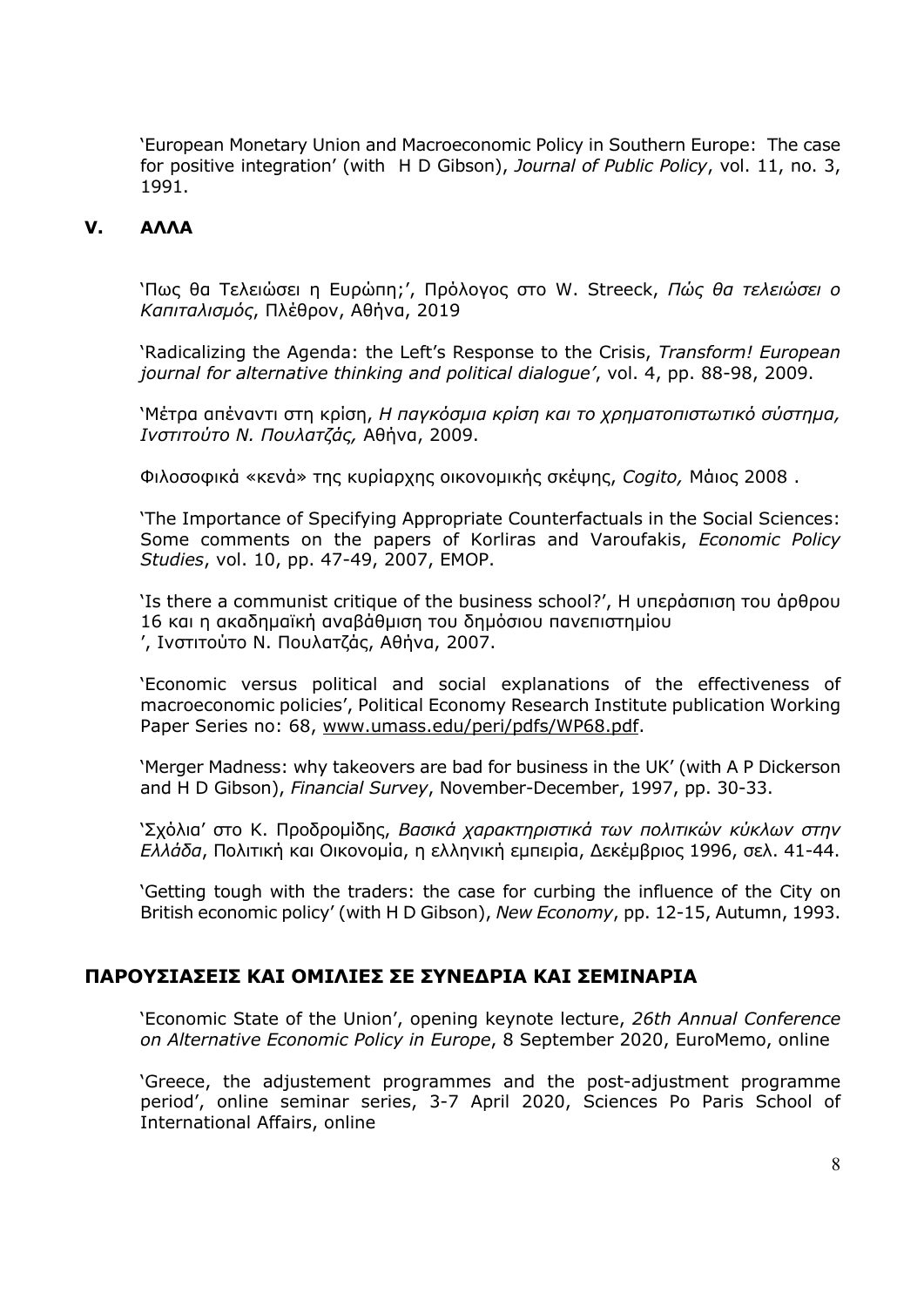'European Monetary Union and Macroeconomic Policy in Southern Europe: The case for positive integration' (with H D Gibson), *Journal of Public Policy*, vol. 11, no. 3, 1991.

## V. ΑΛΛΑ

'Πως θα Τελειώσει η Ευρώπη;', Πρόλογος στο W. Streeck, *Πώς θα τελειώσει ο Καπιταλισμός*, Πλέθρον, Αθήνα, 2019

'Radicalizing the Agenda: the Left's Response to the Crisis, *Transform! European journal for alternative thinking and political dialogue'*, vol. 4, pp. 88-98, 2009.

'Μέτρα απέναντι στη κρίση, *Η παγκόσμια κρίση και το χρηματοπιστωτικό σύστημα, Ινστιτούτο Ν. Πουλατζάς,* Αθήνα, 2009.

Φιλοσοφικά «κενά» της κυρίαρχης οικονομικής σκέψης, *Cogito,* Μάιος 2008 .

'The Importance of Specifying Appropriate Counterfactuals in the Social Sciences: Some comments on the papers of Korliras and Varoufakis, *Economic Policy Studies*, vol. 10, pp. 47-49, 2007, ΕΜΟΡ.

'Is there a communist critique of the business school?', Η υπεράσπιση του άρθρου 16 και η ακαδημαϊκή αναβάθμιση του δημόσιου πανεπιστημίου
', Ινστιτούτο Ν. Πουλατζάς, Αθήνα, 2007.

'Economic versus political and social explanations of the effectiveness of macroeconomic policies', Political Economy Research Institute publication Working Paper Series no: 68, www.umass.edu/peri/pdfs/WP68.pdf.

'Merger Madness: why takeovers are bad for business in the UK' (with A P Dickerson and H D Gibson), *Financial Survey*, November-December, 1997, pp. 30-33.

'Σχόλια' στο Κ. Προδρομίδης, *Βασικά χαρακτηριστικά των πολιτικών κύκλων στην Ελλάδα*, Πολιτική και Οικονομία, η ελληνική εμπειρία, Δεκέμβριος 1996, σελ. 41-44.

'Getting tough with the traders: the case for curbing the influence of the City on British economic policy' (with H D Gibson), *New Economy*, pp. 12-15, Autumn, 1993.

## ΠΑΡΟΥΣΙΑΣΕΙΣ ΚΑΙ ΟΜΙΛΙΕΣ ΣΕ ΣΥΝΕΔΡΙΑ ΚΑΙ ΣΕΜΙΝΑΡΙΑ

'Economic State of the Union', opening keynote lecture, *26th Annual Conference on Alternative Economic Policy in Europe*, 8 September 2020, EuroMemo, online

'Greece, the adjustement programmes and the post-adjustment programme period', online seminar series, 3-7 April 2020, Sciences Po Paris School of International Affairs, online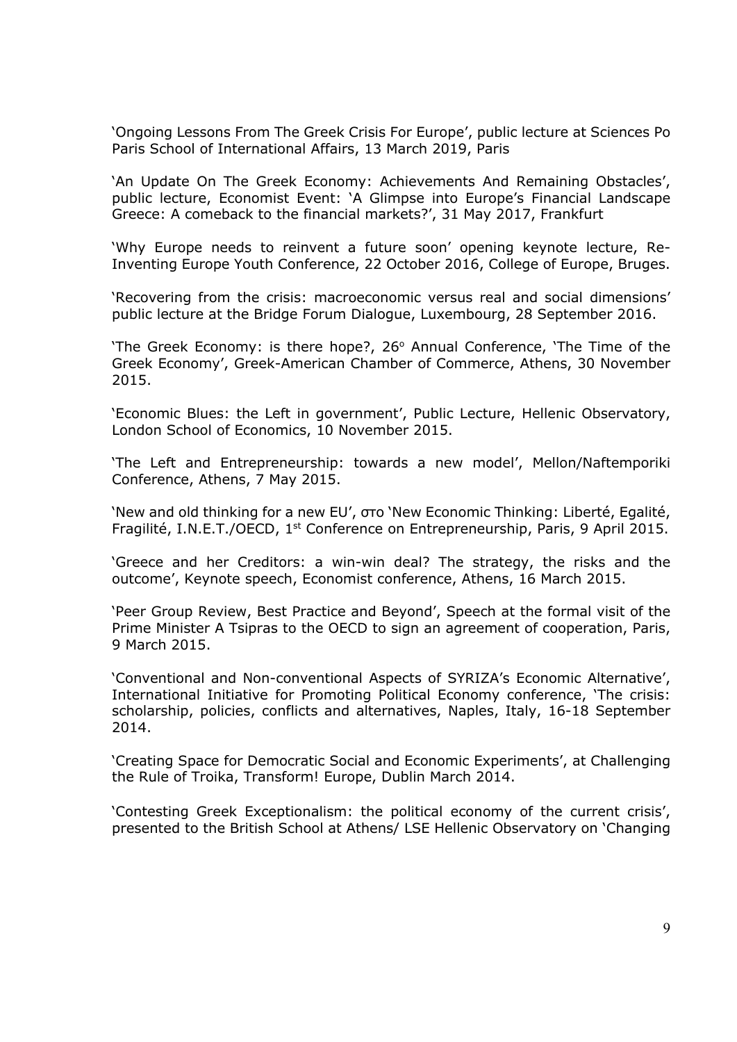'Ongoing Lessons From The Greek Crisis For Europe', public lecture at Sciences Po Paris School of International Affairs, 13 March 2019, Paris

'An Update On The Greek Economy: Achievements And Remaining Obstacles', public lecture, Economist Event: 'A Glimpse into Europe's Financial Landscape Greece: A comeback to the financial markets?', 31 May 2017, Frankfurt

'Why Europe needs to reinvent a future soon' opening keynote lecture, Re-Inventing Europe Youth Conference, 22 October 2016, College of Europe, Bruges.

'Recovering from the crisis: macroeconomic versus real and social dimensions' public lecture at the Bridge Forum Dialogue, Luxembourg, 28 September 2016.

'The Greek Economy: is there hope?, 26ο Annual Conference, 'The Time of the Greek Economy', Greek-American Chamber of Commerce, Athens, 30 November 2015.

'Economic Blues: the Left in government', Public Lecture, Hellenic Observatory, London School of Economics, 10 November 2015.

'The Left and Entrepreneurship: towards a new model', Mellon/Naftemporiki Conference, Athens, 7 May 2015.

'New and old thinking for a new EU', στο 'New Economic Thinking: Liberté, Egalité, Fragilité, I.N.E.T./OECD, 1st Conference on Entrepreneurship, Paris, 9 April 2015.

'Greece and her Creditors: a win-win deal? The strategy, the risks and the outcome', Keynote speech, Economist conference, Athens, 16 March 2015.

'Peer Group Review, Best Practice and Beyond', Speech at the formal visit of the Prime Minister A Tsipras to the OECD to sign an agreement of cooperation, Paris, 9 March 2015.

'Conventional and Non-conventional Aspects of SYRIZA's Economic Alternative', International Initiative for Promoting Political Economy conference, 'The crisis: scholarship, policies, conflicts and alternatives, Naples, Italy, 16-18 September 2014.

'Creating Space for Democratic Social and Economic Experiments', at Challenging the Rule of Troika, Transform! Europe, Dublin March 2014.

'Contesting Greek Exceptionalism: the political economy of the current crisis', presented to the British School at Athens/ LSE Hellenic Observatory on 'Changing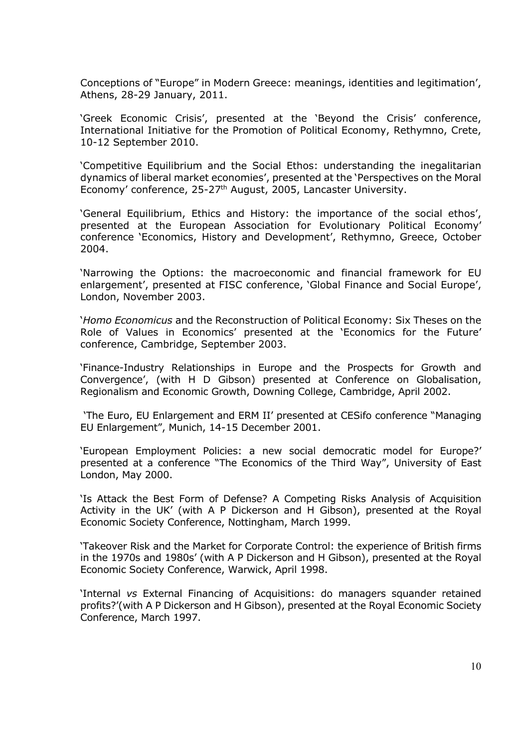Conceptions of "Europe" in Modern Greece: meanings, identities and legitimation', Athens, 28-29 January, 2011.

'Greek Economic Crisis', presented at the 'Beyond the Crisis' conference, International Initiative for the Promotion of Political Economy, Rethymno, Crete, 10-12 September 2010.

'Competitive Equilibrium and the Social Ethos: understanding the inegalitarian dynamics of liberal market economies', presented at the 'Perspectives on the Moral Economy' conference, 25-27th August, 2005, Lancaster University.

'General Equilibrium, Ethics and History: the importance of the social ethos', presented at the European Association for Evolutionary Political Economy' conference 'Economics, History and Development', Rethymno, Greece, October 2004.

'Narrowing the Options: the macroeconomic and financial framework for EU enlargement', presented at FISC conference, 'Global Finance and Social Europe', London, November 2003.

'*Homo Economicus* and the Reconstruction of Political Economy: Six Theses on the Role of Values in Economics' presented at the 'Economics for the Future' conference, Cambridge, September 2003.

'Finance-Industry Relationships in Europe and the Prospects for Growth and Convergence', (with H D Gibson) presented at Conference on Globalisation, Regionalism and Economic Growth, Downing College, Cambridge, April 2002.

'The Euro, EU Enlargement and ERM II' presented at CESifo conference "Managing EU Enlargement", Munich, 14-15 December 2001.

'European Employment Policies: a new social democratic model for Europe?' presented at a conference "The Economics of the Third Way", University of East London, May 2000.

'Is Attack the Best Form of Defense? A Competing Risks Analysis of Acquisition Activity in the UK' (with A P Dickerson and H Gibson), presented at the Royal Economic Society Conference, Nottingham, March 1999.

'Takeover Risk and the Market for Corporate Control: the experience of British firms in the 1970s and 1980s' (with A P Dickerson and H Gibson), presented at the Royal Economic Society Conference, Warwick, April 1998.

'Internal *vs* External Financing of Acquisitions: do managers squander retained profits?'(with A P Dickerson and H Gibson), presented at the Royal Economic Society Conference, March 1997.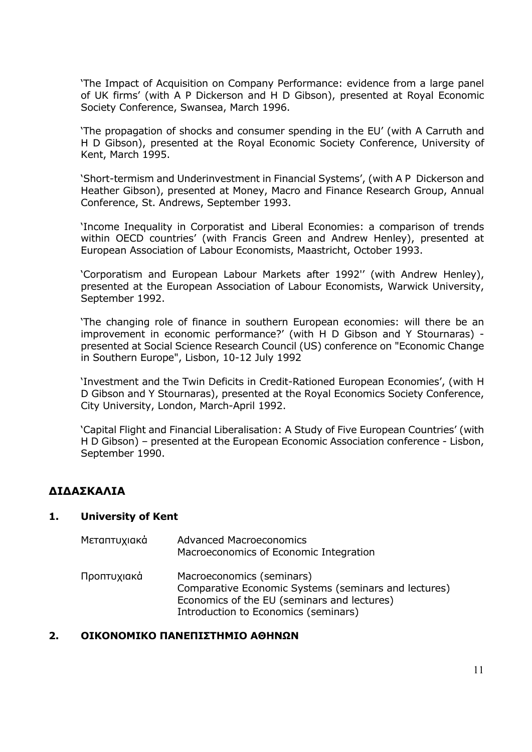'The Impact of Acquisition on Company Performance: evidence from a large panel of UK firms' (with A P Dickerson and H D Gibson), presented at Royal Economic Society Conference, Swansea, March 1996.

'The propagation of shocks and consumer spending in the EU' (with A Carruth and H D Gibson), presented at the Royal Economic Society Conference, University of Kent, March 1995.

'Short-termism and Underinvestment in Financial Systems', (with A P Dickerson and Heather Gibson), presented at Money, Macro and Finance Research Group, Annual Conference, St. Andrews, September 1993.

'Income Inequality in Corporatist and Liberal Economies: a comparison of trends within OECD countries' (with Francis Green and Andrew Henley), presented at European Association of Labour Economists, Maastricht, October 1993.

'Corporatism and European Labour Markets after 1992'' (with Andrew Henley), presented at the European Association of Labour Economists, Warwick University, September 1992.

'The changing role of finance in southern European economies: will there be an improvement in economic performance?' (with H D Gibson and Y Stournaras) - presented at Social Science Research Council (US) conference on "Economic Change in Southern Europe", Lisbon, 10-12 July 1992

'Investment and the Twin Deficits in Credit-Rationed European Economies', (with H D Gibson and Y Stournaras), presented at the Royal Economics Society Conference, City University, London, March-April 1992.

'Capital Flight and Financial Liberalisation: A Study of Five European Countries' (with H D Gibson) – presented at the European Economic Association conference - Lisbon, September 1990.

## ΔΙΔΑΣΚΑΛΙΑ

### 1. University of Kent

Μεταπτυχιακά
- Advanced Macroeconomics
- Macroeconomics of Economic Integration

Προπτυχιακά
- Macroeconomics (seminars)
- Comparative Economic Systems (seminars and lectures)
- Economics of the EU (seminars and lectures)
- Introduction to Economics (seminars)

### 2. ΟΙΚΟΝΟΜΙΚΟ ΠΑΝΕΠΙΣΤΗΜΙΟ ΑΘΗΝΩΝ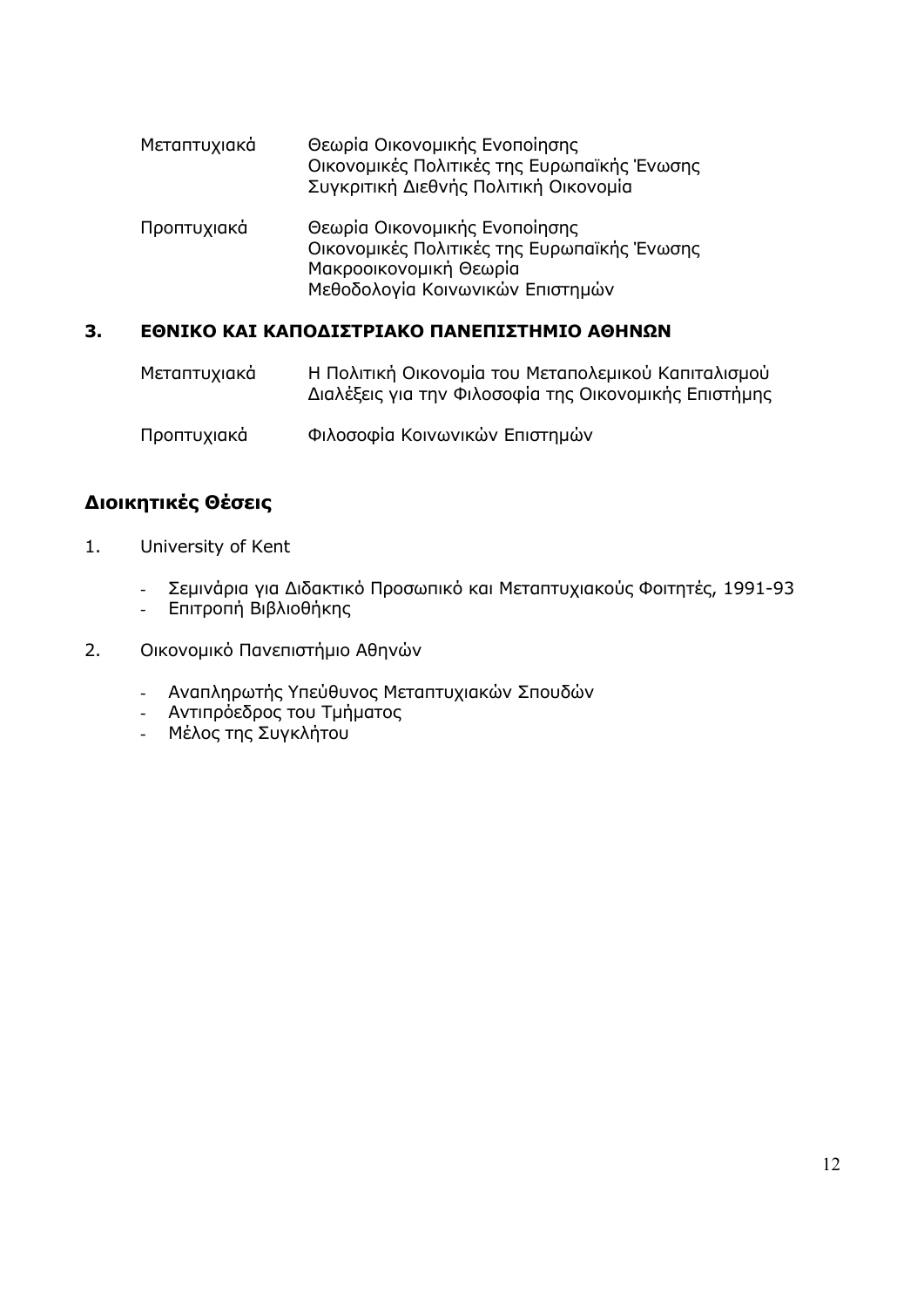| | |
|---|---|
| Μεταπτυχιακά | Θεωρία Οικονομικής Ενοποίησης<br>Οικονομικές Πολιτικές της Ευρωπαϊκής Ένωσης<br>Συγκριτική Διεθνής Πολιτική Οικονομία |
| Προπτυχιακά | Θεωρία Οικονομικής Ενοποίησης<br>Οικονομικές Πολιτικές της Ευρωπαϊκής Ένωσης<br>Μακροοικονομική Θεωρία<br>Μεθοδολογία Κοινωνικών Επιστημών |

**3. ΕΘΝΙΚΟ ΚΑΙ ΚΑΠΟΔΙΣΤΡΙΑΚΟ ΠΑΝΕΠΙΣΤΗΜΙΟ ΑΘΗΝΩΝ**

| | |
|---|---|
| Μεταπτυχιακά | Η Πολιτική Οικονομία του Μεταπολεμικού Καπιταλισμού<br>Διαλέξεις για την Φιλοσοφία της Οικονομικής Επιστήμης |
| Προπτυχιακά | Φιλοσοφία Κοινωνικών Επιστημών |

## Διοικητικές Θέσεις

1. University of Kent
   - Σεμινάρια για Διδακτικό Προσωπικό και Μεταπτυχιακούς Φοιτητές, 1991-93
   - Επιτροπή Βιβλιοθήκης

2. Οικονομικό Πανεπιστήμιο Αθηνών
   - Αναπληρωτής Υπεύθυνος Μεταπτυχιακών Σπουδών
   - Αντιπρόεδρος του Τμήματος
   - Μέλος της Συγκλήτου